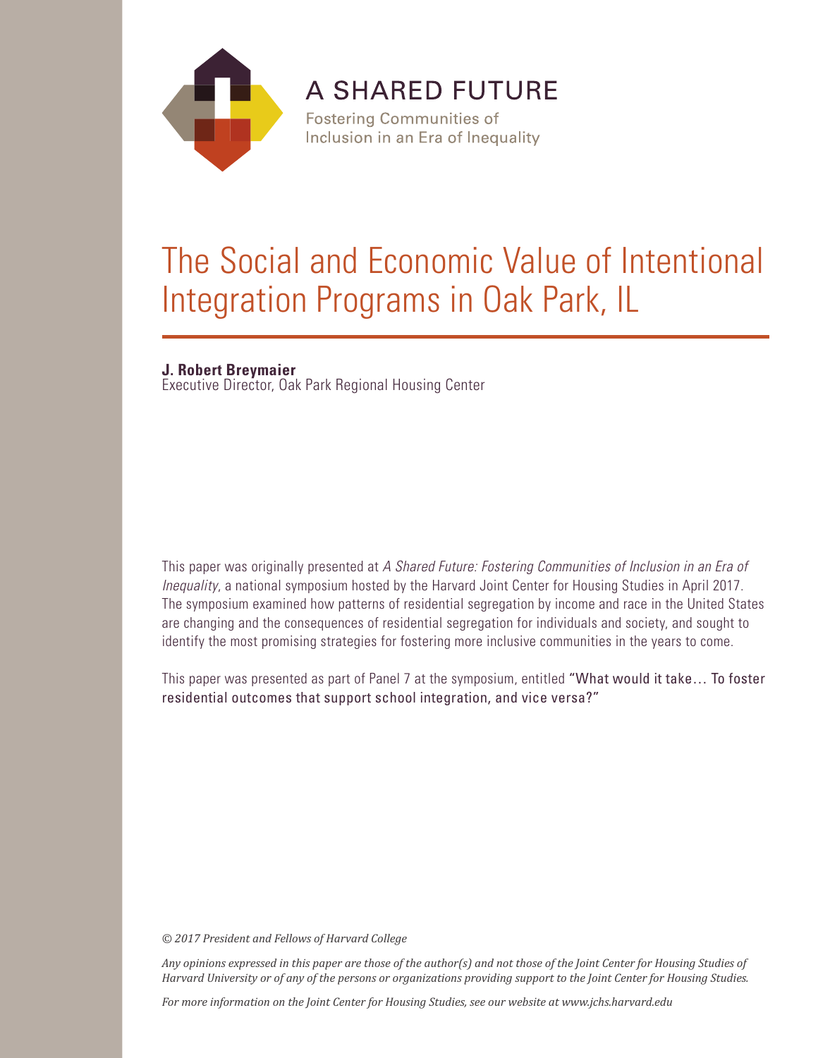A SHARED FUTURE

Fostering Communities of Inclusion in an Era of Inequality

# The Social and Economic Value of Intentional Integration Programs in Oak Park, IL

**J. Robert Breymaier**
Executive Director, Oak Park Regional Housing Center

This paper was originally presented at *A Shared Future: Fostering Communities of Inclusion in an Era of Inequality*, a national symposium hosted by the Harvard Joint Center for Housing Studies in April 2017. The symposium examined how patterns of residential segregation by income and race in the United States are changing and the consequences of residential segregation for individuals and society, and sought to identify the most promising strategies for fostering more inclusive communities in the years to come.

This paper was presented as part of Panel 7 at the symposium, entitled "What would it take… To foster residential outcomes that support school integration, and vice versa?"

*© 2017 President and Fellows of Harvard College*

*Any opinions expressed in this paper are those of the author(s) and not those of the Joint Center for Housing Studies of Harvard University or of any of the persons or organizations providing support to the Joint Center for Housing Studies.*

*For more information on the Joint Center for Housing Studies, see our website at www.jchs.harvard.edu*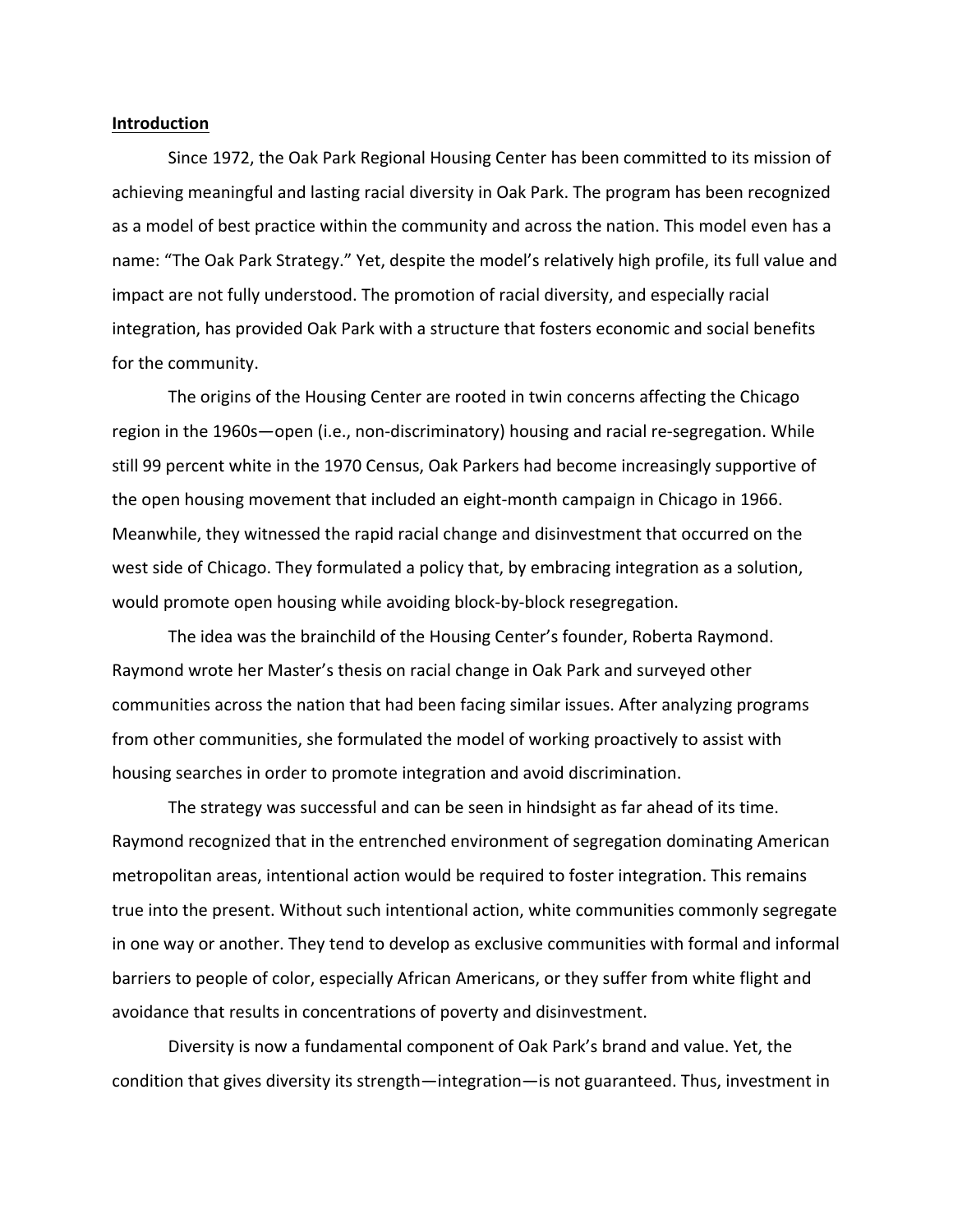## Introduction

Since 1972, the Oak Park Regional Housing Center has been committed to its mission of achieving meaningful and lasting racial diversity in Oak Park. The program has been recognized as a model of best practice within the community and across the nation. This model even has a name: "The Oak Park Strategy." Yet, despite the model's relatively high profile, its full value and impact are not fully understood. The promotion of racial diversity, and especially racial integration, has provided Oak Park with a structure that fosters economic and social benefits for the community.

The origins of the Housing Center are rooted in twin concerns affecting the Chicago region in the 1960s—open (i.e., non-discriminatory) housing and racial re-segregation. While still 99 percent white in the 1970 Census, Oak Parkers had become increasingly supportive of the open housing movement that included an eight-month campaign in Chicago in 1966. Meanwhile, they witnessed the rapid racial change and disinvestment that occurred on the west side of Chicago. They formulated a policy that, by embracing integration as a solution, would promote open housing while avoiding block-by-block resegregation.

The idea was the brainchild of the Housing Center's founder, Roberta Raymond. Raymond wrote her Master's thesis on racial change in Oak Park and surveyed other communities across the nation that had been facing similar issues. After analyzing programs from other communities, she formulated the model of working proactively to assist with housing searches in order to promote integration and avoid discrimination.

The strategy was successful and can be seen in hindsight as far ahead of its time. Raymond recognized that in the entrenched environment of segregation dominating American metropolitan areas, intentional action would be required to foster integration. This remains true into the present. Without such intentional action, white communities commonly segregate in one way or another. They tend to develop as exclusive communities with formal and informal barriers to people of color, especially African Americans, or they suffer from white flight and avoidance that results in concentrations of poverty and disinvestment.

Diversity is now a fundamental component of Oak Park's brand and value. Yet, the condition that gives diversity its strength—integration—is not guaranteed. Thus, investment in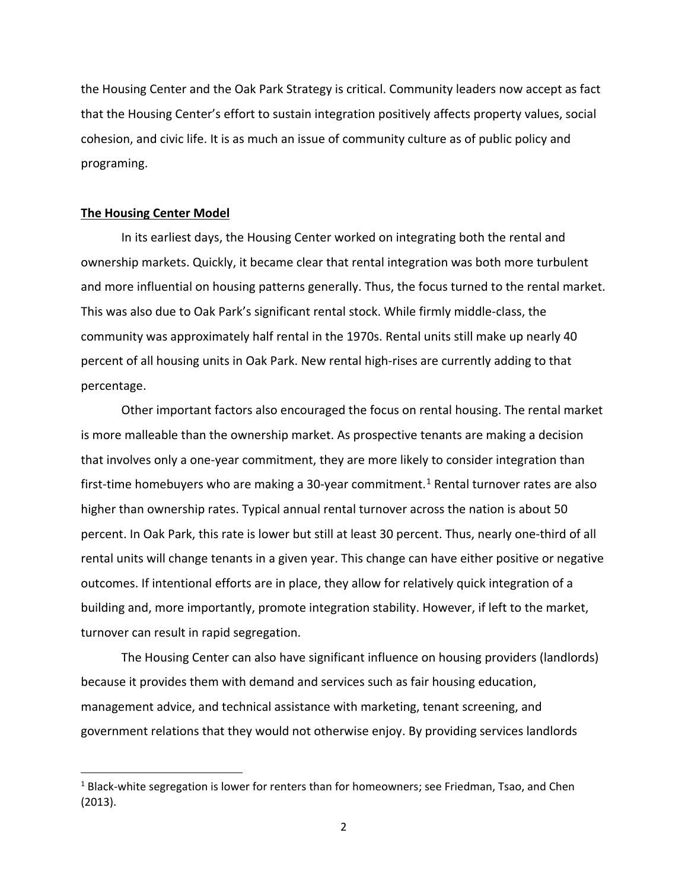the Housing Center and the Oak Park Strategy is critical. Community leaders now accept as fact that the Housing Center's effort to sustain integration positively affects property values, social cohesion, and civic life. It is as much an issue of community culture as of public policy and programing.

## The Housing Center Model

In its earliest days, the Housing Center worked on integrating both the rental and ownership markets. Quickly, it became clear that rental integration was both more turbulent and more influential on housing patterns generally. Thus, the focus turned to the rental market. This was also due to Oak Park's significant rental stock. While firmly middle-class, the community was approximately half rental in the 1970s. Rental units still make up nearly 40 percent of all housing units in Oak Park. New rental high-rises are currently adding to that percentage.

Other important factors also encouraged the focus on rental housing. The rental market is more malleable than the ownership market. As prospective tenants are making a decision that involves only a one-year commitment, they are more likely to consider integration than first-time homebuyers who are making a 30-year commitment.[1] Rental turnover rates are also higher than ownership rates. Typical annual rental turnover across the nation is about 50 percent. In Oak Park, this rate is lower but still at least 30 percent. Thus, nearly one-third of all rental units will change tenants in a given year. This change can have either positive or negative outcomes. If intentional efforts are in place, they allow for relatively quick integration of a building and, more importantly, promote integration stability. However, if left to the market, turnover can result in rapid segregation.

The Housing Center can also have significant influence on housing providers (landlords) because it provides them with demand and services such as fair housing education, management advice, and technical assistance with marketing, tenant screening, and government relations that they would not otherwise enjoy. By providing services landlords

[1] Black-white segregation is lower for renters than for homeowners; see Friedman, Tsao, and Chen (2013).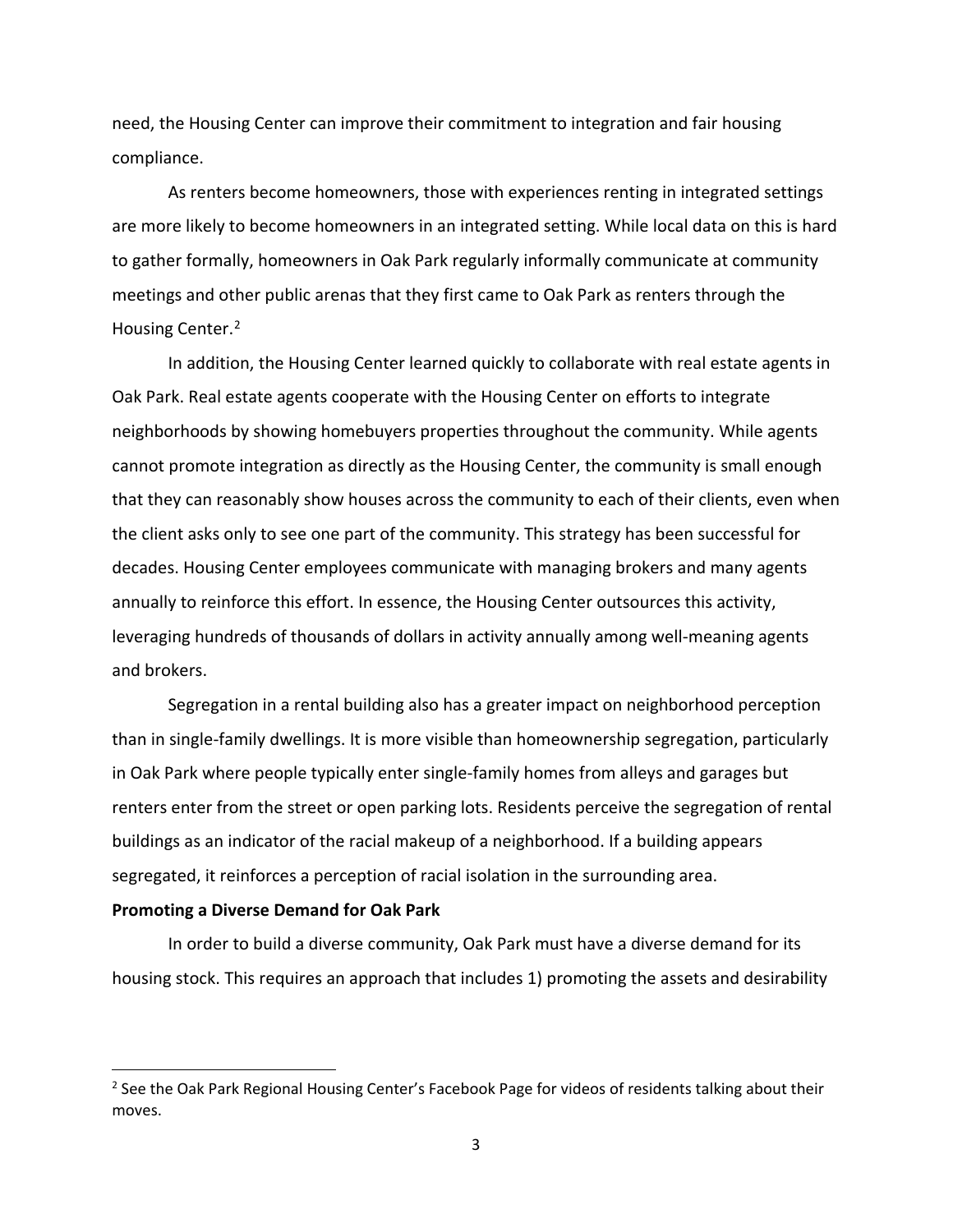need, the Housing Center can improve their commitment to integration and fair housing compliance.

As renters become homeowners, those with experiences renting in integrated settings are more likely to become homeowners in an integrated setting. While local data on this is hard to gather formally, homeowners in Oak Park regularly informally communicate at community meetings and other public arenas that they first came to Oak Park as renters through the Housing Center.[2]

In addition, the Housing Center learned quickly to collaborate with real estate agents in Oak Park. Real estate agents cooperate with the Housing Center on efforts to integrate neighborhoods by showing homebuyers properties throughout the community. While agents cannot promote integration as directly as the Housing Center, the community is small enough that they can reasonably show houses across the community to each of their clients, even when the client asks only to see one part of the community. This strategy has been successful for decades. Housing Center employees communicate with managing brokers and many agents annually to reinforce this effort. In essence, the Housing Center outsources this activity, leveraging hundreds of thousands of dollars in activity annually among well-meaning agents and brokers.

Segregation in a rental building also has a greater impact on neighborhood perception than in single-family dwellings. It is more visible than homeownership segregation, particularly in Oak Park where people typically enter single-family homes from alleys and garages but renters enter from the street or open parking lots. Residents perceive the segregation of rental buildings as an indicator of the racial makeup of a neighborhood. If a building appears segregated, it reinforces a perception of racial isolation in the surrounding area.

**Promoting a Diverse Demand for Oak Park**

In order to build a diverse community, Oak Park must have a diverse demand for its housing stock. This requires an approach that includes 1) promoting the assets and desirability

[2] See the Oak Park Regional Housing Center's Facebook Page for videos of residents talking about their moves.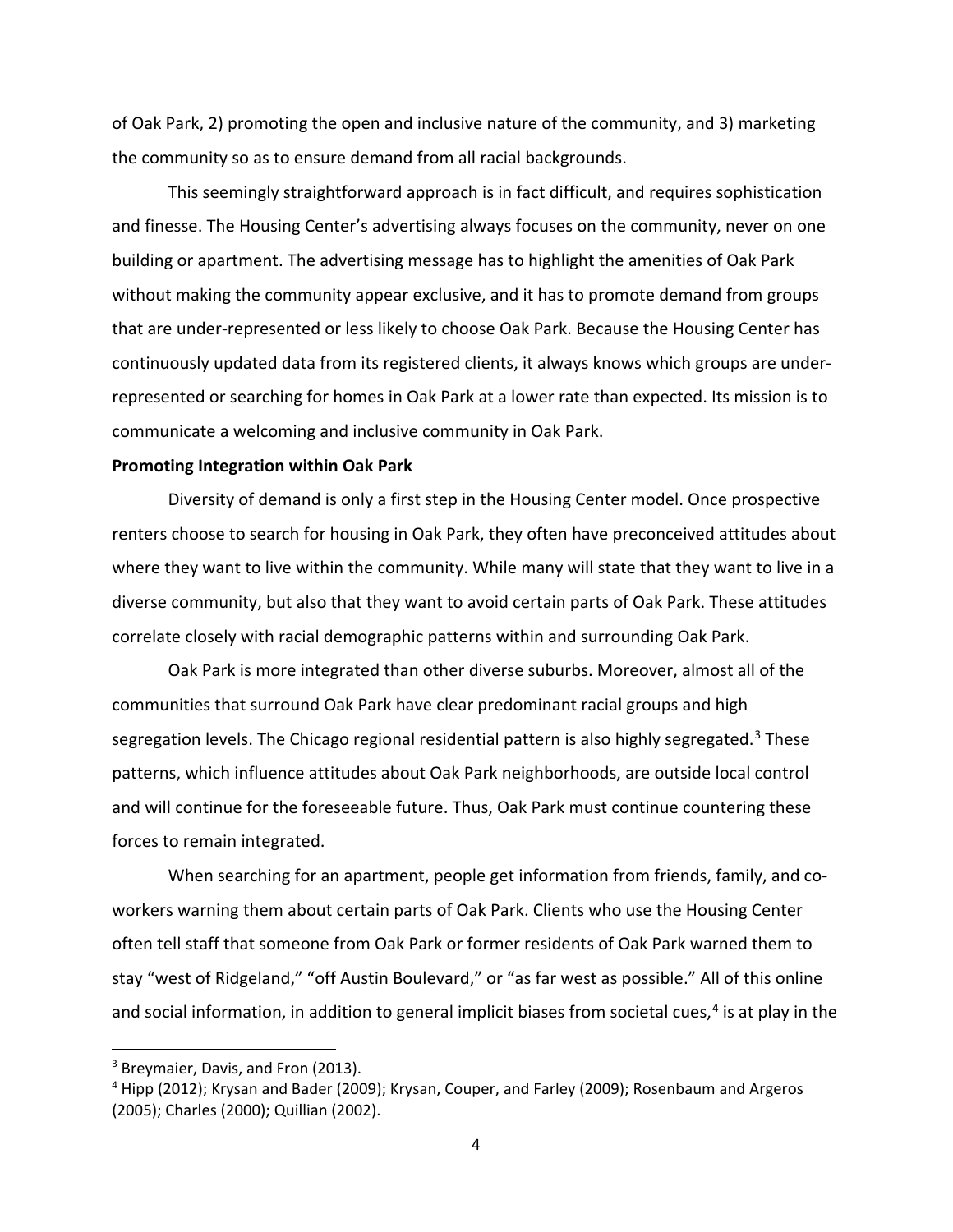of Oak Park, 2) promoting the open and inclusive nature of the community, and 3) marketing the community so as to ensure demand from all racial backgrounds.

This seemingly straightforward approach is in fact difficult, and requires sophistication and finesse. The Housing Center's advertising always focuses on the community, never on one building or apartment. The advertising message has to highlight the amenities of Oak Park without making the community appear exclusive, and it has to promote demand from groups that are under-represented or less likely to choose Oak Park. Because the Housing Center has continuously updated data from its registered clients, it always knows which groups are under-represented or searching for homes in Oak Park at a lower rate than expected. Its mission is to communicate a welcoming and inclusive community in Oak Park.

**Promoting Integration within Oak Park**

Diversity of demand is only a first step in the Housing Center model. Once prospective renters choose to search for housing in Oak Park, they often have preconceived attitudes about where they want to live within the community. While many will state that they want to live in a diverse community, but also that they want to avoid certain parts of Oak Park. These attitudes correlate closely with racial demographic patterns within and surrounding Oak Park.

Oak Park is more integrated than other diverse suburbs. Moreover, almost all of the communities that surround Oak Park have clear predominant racial groups and high segregation levels. The Chicago regional residential pattern is also highly segregated.[3] These patterns, which influence attitudes about Oak Park neighborhoods, are outside local control and will continue for the foreseeable future. Thus, Oak Park must continue countering these forces to remain integrated.

When searching for an apartment, people get information from friends, family, and co-workers warning them about certain parts of Oak Park. Clients who use the Housing Center often tell staff that someone from Oak Park or former residents of Oak Park warned them to stay "west of Ridgeland," "off Austin Boulevard," or "as far west as possible." All of this online and social information, in addition to general implicit biases from societal cues,[4] is at play in the

[3] Breymaier, Davis, and Fron (2013).

[4] Hipp (2012); Krysan and Bader (2009); Krysan, Couper, and Farley (2009); Rosenbaum and Argeros (2005); Charles (2000); Quillian (2002).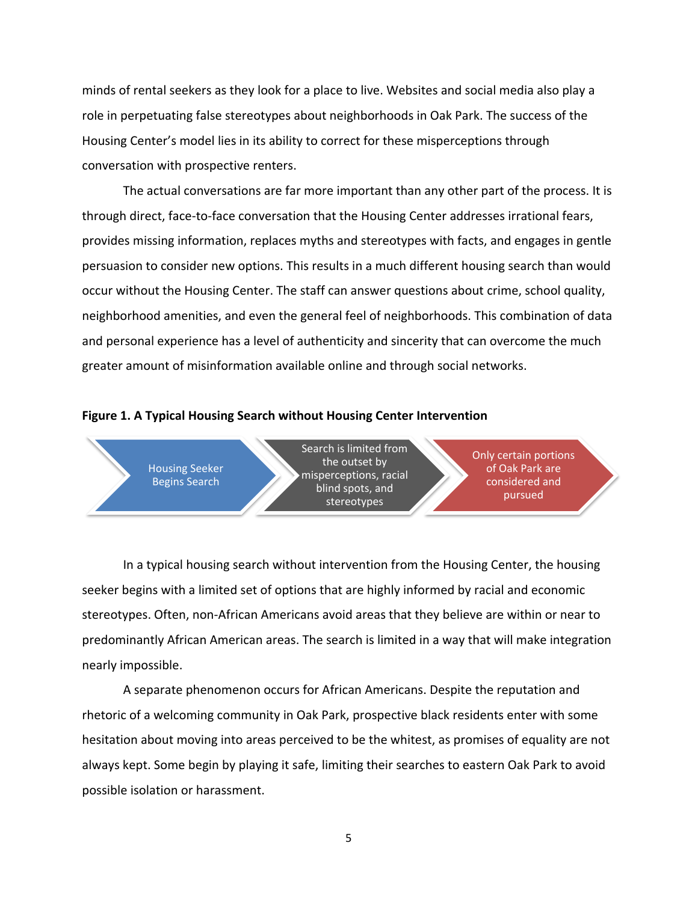minds of rental seekers as they look for a place to live. Websites and social media also play a role in perpetuating false stereotypes about neighborhoods in Oak Park. The success of the Housing Center's model lies in its ability to correct for these misperceptions through conversation with prospective renters.

The actual conversations are far more important than any other part of the process. It is through direct, face-to-face conversation that the Housing Center addresses irrational fears, provides missing information, replaces myths and stereotypes with facts, and engages in gentle persuasion to consider new options. This results in a much different housing search than would occur without the Housing Center. The staff can answer questions about crime, school quality, neighborhood amenities, and even the general feel of neighborhoods. This combination of data and personal experience has a level of authenticity and sincerity that can overcome the much greater amount of misinformation available online and through social networks.

**Figure 1. A Typical Housing Search without Housing Center Intervention**

Housing Seeker Begins Search → Search is limited from the outset by misperceptions, racial blind spots, and stereotypes → Only certain portions of Oak Park are considered and pursued

In a typical housing search without intervention from the Housing Center, the housing seeker begins with a limited set of options that are highly informed by racial and economic stereotypes. Often, non-African Americans avoid areas that they believe are within or near to predominantly African American areas. The search is limited in a way that will make integration nearly impossible.

A separate phenomenon occurs for African Americans. Despite the reputation and rhetoric of a welcoming community in Oak Park, prospective black residents enter with some hesitation about moving into areas perceived to be the whitest, as promises of equality are not always kept. Some begin by playing it safe, limiting their searches to eastern Oak Park to avoid possible isolation or harassment.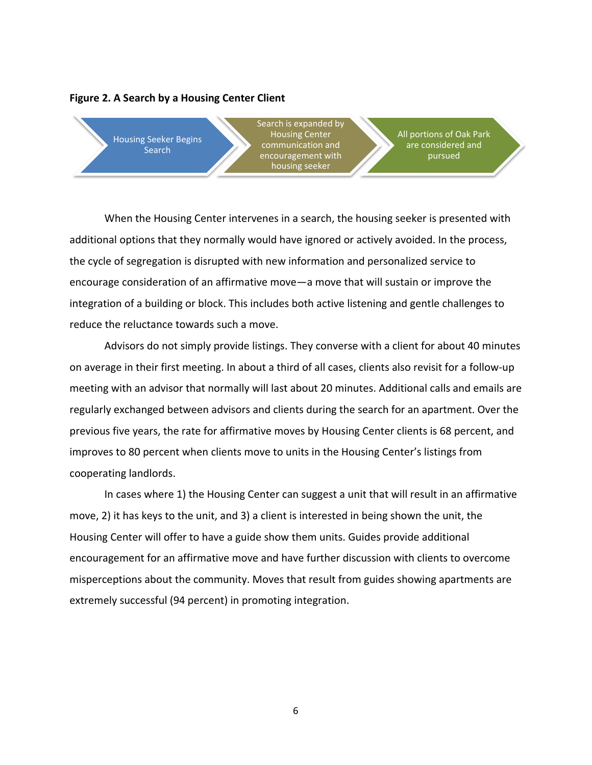**Figure 2. A Search by a Housing Center Client**

Housing Seeker Begins Search → Search is expanded by Housing Center communication and encouragement with housing seeker → All portions of Oak Park are considered and pursued

When the Housing Center intervenes in a search, the housing seeker is presented with additional options that they normally would have ignored or actively avoided. In the process, the cycle of segregation is disrupted with new information and personalized service to encourage consideration of an affirmative move—a move that will sustain or improve the integration of a building or block. This includes both active listening and gentle challenges to reduce the reluctance towards such a move.

Advisors do not simply provide listings. They converse with a client for about 40 minutes on average in their first meeting. In about a third of all cases, clients also revisit for a follow-up meeting with an advisor that normally will last about 20 minutes. Additional calls and emails are regularly exchanged between advisors and clients during the search for an apartment. Over the previous five years, the rate for affirmative moves by Housing Center clients is 68 percent, and improves to 80 percent when clients move to units in the Housing Center's listings from cooperating landlords.

In cases where 1) the Housing Center can suggest a unit that will result in an affirmative move, 2) it has keys to the unit, and 3) a client is interested in being shown the unit, the Housing Center will offer to have a guide show them units. Guides provide additional encouragement for an affirmative move and have further discussion with clients to overcome misperceptions about the community. Moves that result from guides showing apartments are extremely successful (94 percent) in promoting integration.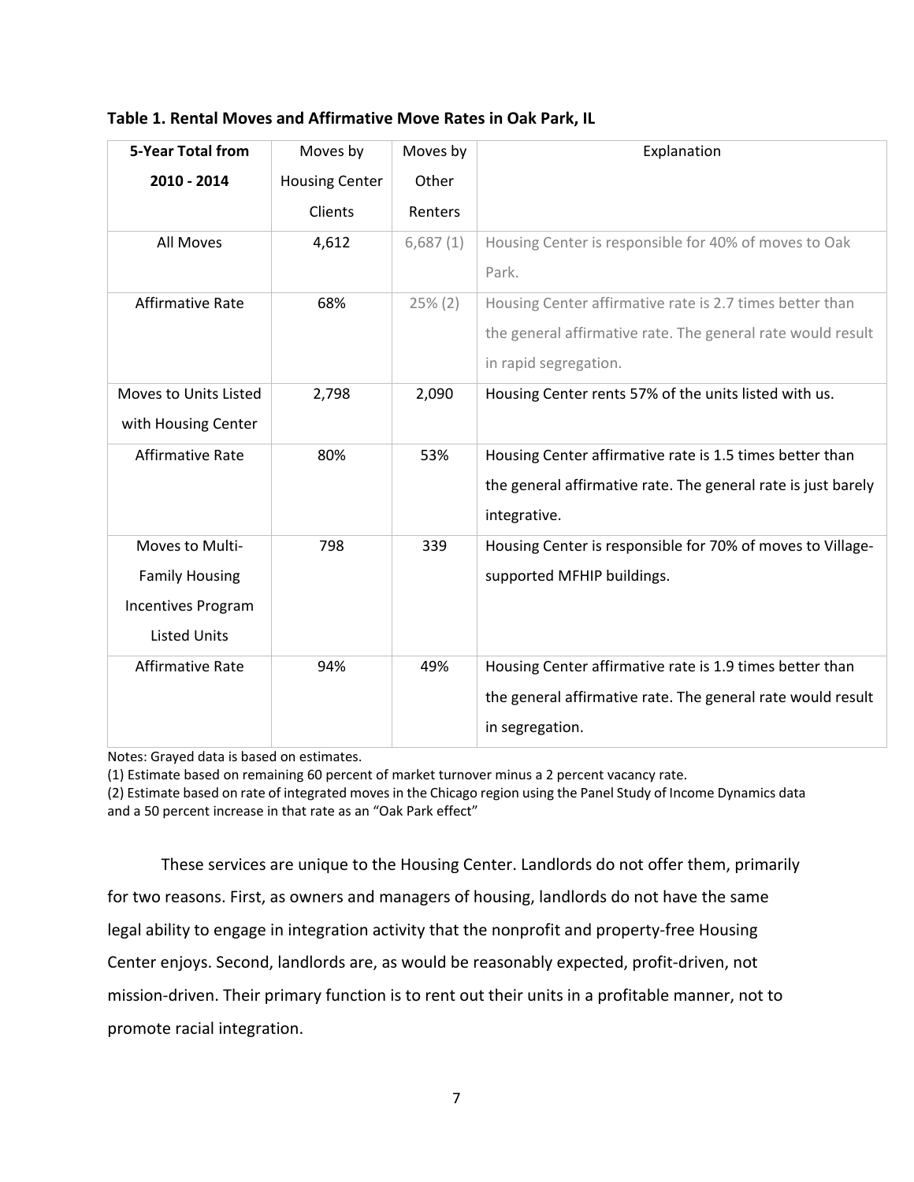**Table 1. Rental Moves and Affirmative Move Rates in Oak Park, IL**

| 5-Year Total from 2010 - 2014 | Moves by Housing Center Clients | Moves by Other Renters | Explanation |
|---|---|---|---|
| All Moves | 4,612 | 6,687 (1) | Housing Center is responsible for 40% of moves to Oak Park. |
| Affirmative Rate | 68% | 25% (2) | Housing Center affirmative rate is 2.7 times better than the general affirmative rate. The general rate would result in rapid segregation. |
| Moves to Units Listed with Housing Center | 2,798 | 2,090 | Housing Center rents 57% of the units listed with us. |
| Affirmative Rate | 80% | 53% | Housing Center affirmative rate is 1.5 times better than the general affirmative rate. The general rate is just barely integrative. |
| Moves to Multi-Family Housing Incentives Program Listed Units | 798 | 339 | Housing Center is responsible for 70% of moves to Village-supported MFHIP buildings. |
| Affirmative Rate | 94% | 49% | Housing Center affirmative rate is 1.9 times better than the general affirmative rate. The general rate would result in segregation. |

Notes: Grayed data is based on estimates.
(1) Estimate based on remaining 60 percent of market turnover minus a 2 percent vacancy rate.
(2) Estimate based on rate of integrated moves in the Chicago region using the Panel Study of Income Dynamics data and a 50 percent increase in that rate as an "Oak Park effect"

These services are unique to the Housing Center. Landlords do not offer them, primarily for two reasons. First, as owners and managers of housing, landlords do not have the same legal ability to engage in integration activity that the nonprofit and property-free Housing Center enjoys. Second, landlords are, as would be reasonably expected, profit-driven, not mission-driven. Their primary function is to rent out their units in a profitable manner, not to promote racial integration.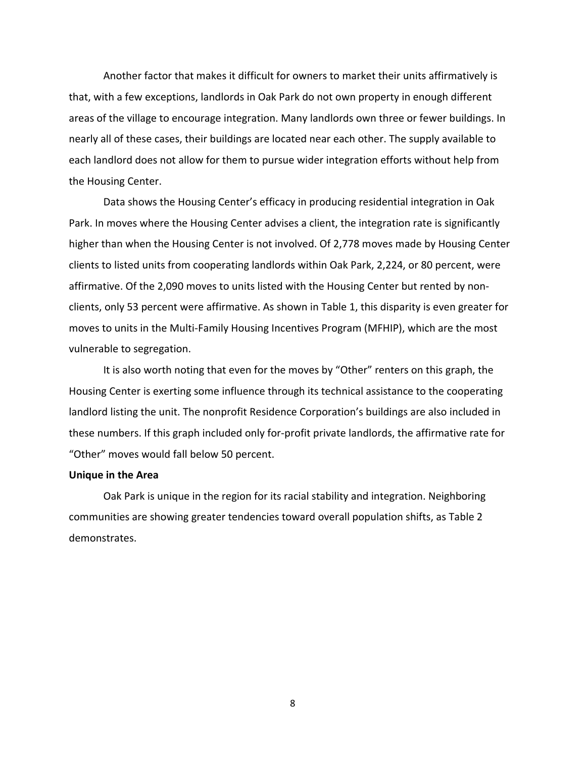Another factor that makes it difficult for owners to market their units affirmatively is that, with a few exceptions, landlords in Oak Park do not own property in enough different areas of the village to encourage integration. Many landlords own three or fewer buildings. In nearly all of these cases, their buildings are located near each other. The supply available to each landlord does not allow for them to pursue wider integration efforts without help from the Housing Center.

Data shows the Housing Center's efficacy in producing residential integration in Oak Park. In moves where the Housing Center advises a client, the integration rate is significantly higher than when the Housing Center is not involved. Of 2,778 moves made by Housing Center clients to listed units from cooperating landlords within Oak Park, 2,224, or 80 percent, were affirmative. Of the 2,090 moves to units listed with the Housing Center but rented by non-clients, only 53 percent were affirmative. As shown in Table 1, this disparity is even greater for moves to units in the Multi-Family Housing Incentives Program (MFHIP), which are the most vulnerable to segregation.

It is also worth noting that even for the moves by "Other" renters on this graph, the Housing Center is exerting some influence through its technical assistance to the cooperating landlord listing the unit. The nonprofit Residence Corporation's buildings are also included in these numbers. If this graph included only for-profit private landlords, the affirmative rate for "Other" moves would fall below 50 percent.

**Unique in the Area**

Oak Park is unique in the region for its racial stability and integration. Neighboring communities are showing greater tendencies toward overall population shifts, as Table 2 demonstrates.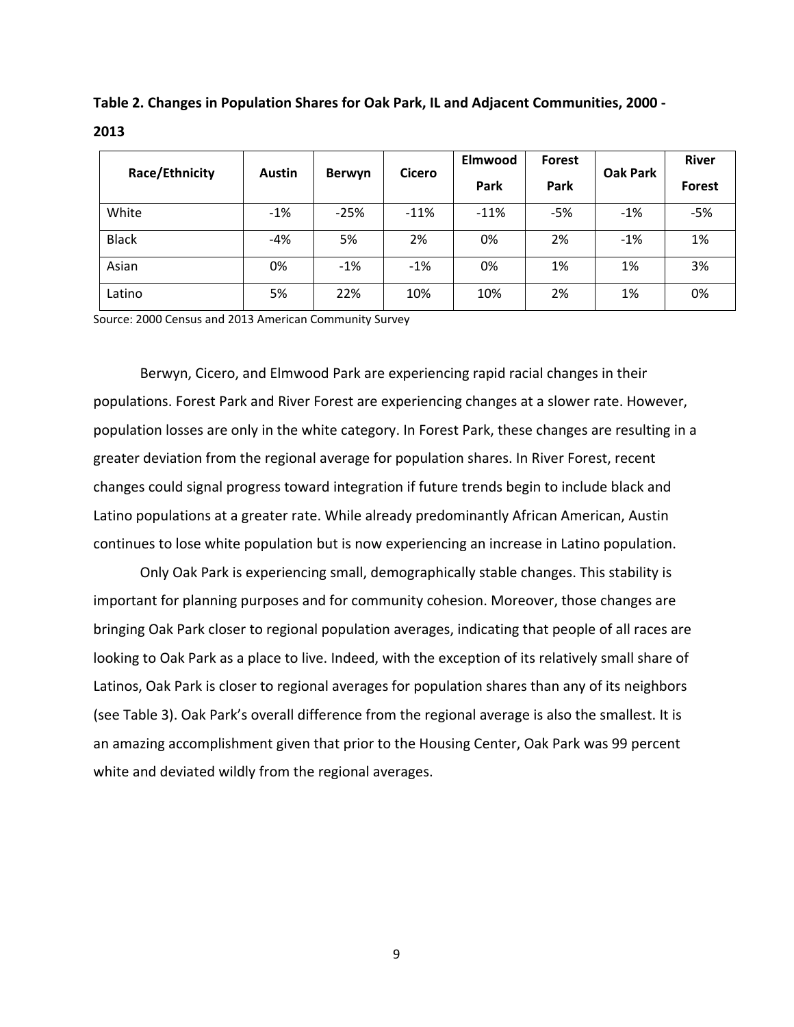**Table 2. Changes in Population Shares for Oak Park, IL and Adjacent Communities, 2000 - 2013**

| Race/Ethnicity | Austin | Berwyn | Cicero | Elmwood Park | Forest Park | Oak Park | River Forest |
|---|---|---|---|---|---|---|---|
| White | -1% | -25% | -11% | -11% | -5% | -1% | -5% |
| Black | -4% | 5% | 2% | 0% | 2% | -1% | 1% |
| Asian | 0% | -1% | -1% | 0% | 1% | 1% | 3% |
| Latino | 5% | 22% | 10% | 10% | 2% | 1% | 0% |

Source: 2000 Census and 2013 American Community Survey

Berwyn, Cicero, and Elmwood Park are experiencing rapid racial changes in their populations. Forest Park and River Forest are experiencing changes at a slower rate. However, population losses are only in the white category. In Forest Park, these changes are resulting in a greater deviation from the regional average for population shares. In River Forest, recent changes could signal progress toward integration if future trends begin to include black and Latino populations at a greater rate. While already predominantly African American, Austin continues to lose white population but is now experiencing an increase in Latino population.

Only Oak Park is experiencing small, demographically stable changes. This stability is important for planning purposes and for community cohesion. Moreover, those changes are bringing Oak Park closer to regional population averages, indicating that people of all races are looking to Oak Park as a place to live. Indeed, with the exception of its relatively small share of Latinos, Oak Park is closer to regional averages for population shares than any of its neighbors (see Table 3). Oak Park's overall difference from the regional average is also the smallest. It is an amazing accomplishment given that prior to the Housing Center, Oak Park was 99 percent white and deviated wildly from the regional averages.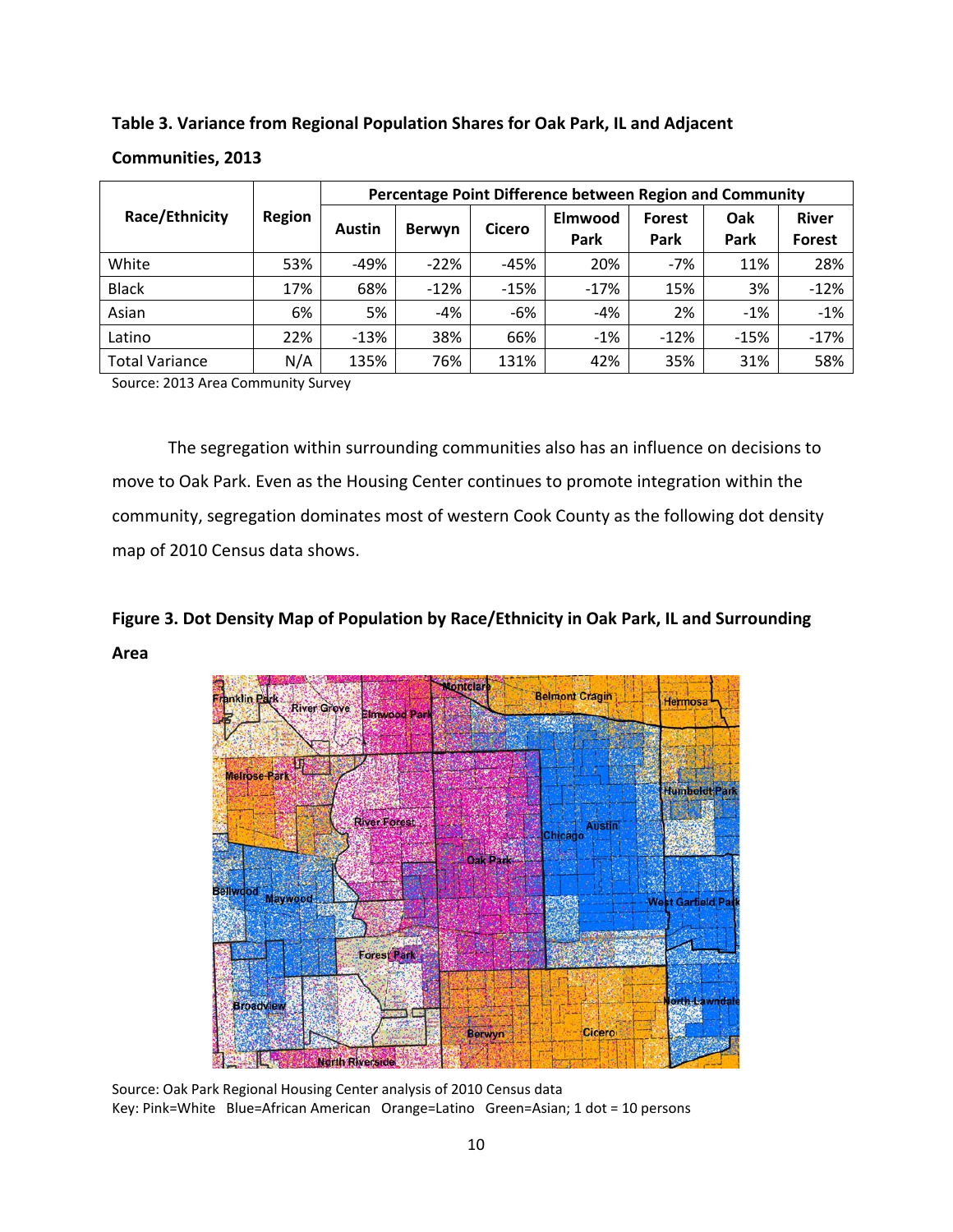**Table 3. Variance from Regional Population Shares for Oak Park, IL and Adjacent Communities, 2013**

| Race/Ethnicity | Region | Percentage Point Difference between Region and Community | | | | | | |
|---|---|---|---|---|---|---|---|---|
| | | Austin | Berwyn | Cicero | Elmwood Park | Forest Park | Oak Park | River Forest |
| White | 53% | -49% | -22% | -45% | 20% | -7% | 11% | 28% |
| Black | 17% | 68% | -12% | -15% | -17% | 15% | 3% | -12% |
| Asian | 6% | 5% | -4% | -6% | -4% | 2% | -1% | -1% |
| Latino | 22% | -13% | 38% | 66% | -1% | -12% | -15% | -17% |
| Total Variance | N/A | 135% | 76% | 131% | 42% | 35% | 31% | 58% |

Source: 2013 Area Community Survey

The segregation within surrounding communities also has an influence on decisions to move to Oak Park. Even as the Housing Center continues to promote integration within the community, segregation dominates most of western Cook County as the following dot density map of 2010 Census data shows.

**Figure 3. Dot Density Map of Population by Race/Ethnicity in Oak Park, IL and Surrounding Area**

Source: Oak Park Regional Housing Center analysis of 2010 Census data
Key: Pink=White Blue=African American Orange=Latino Green=Asian; 1 dot = 10 persons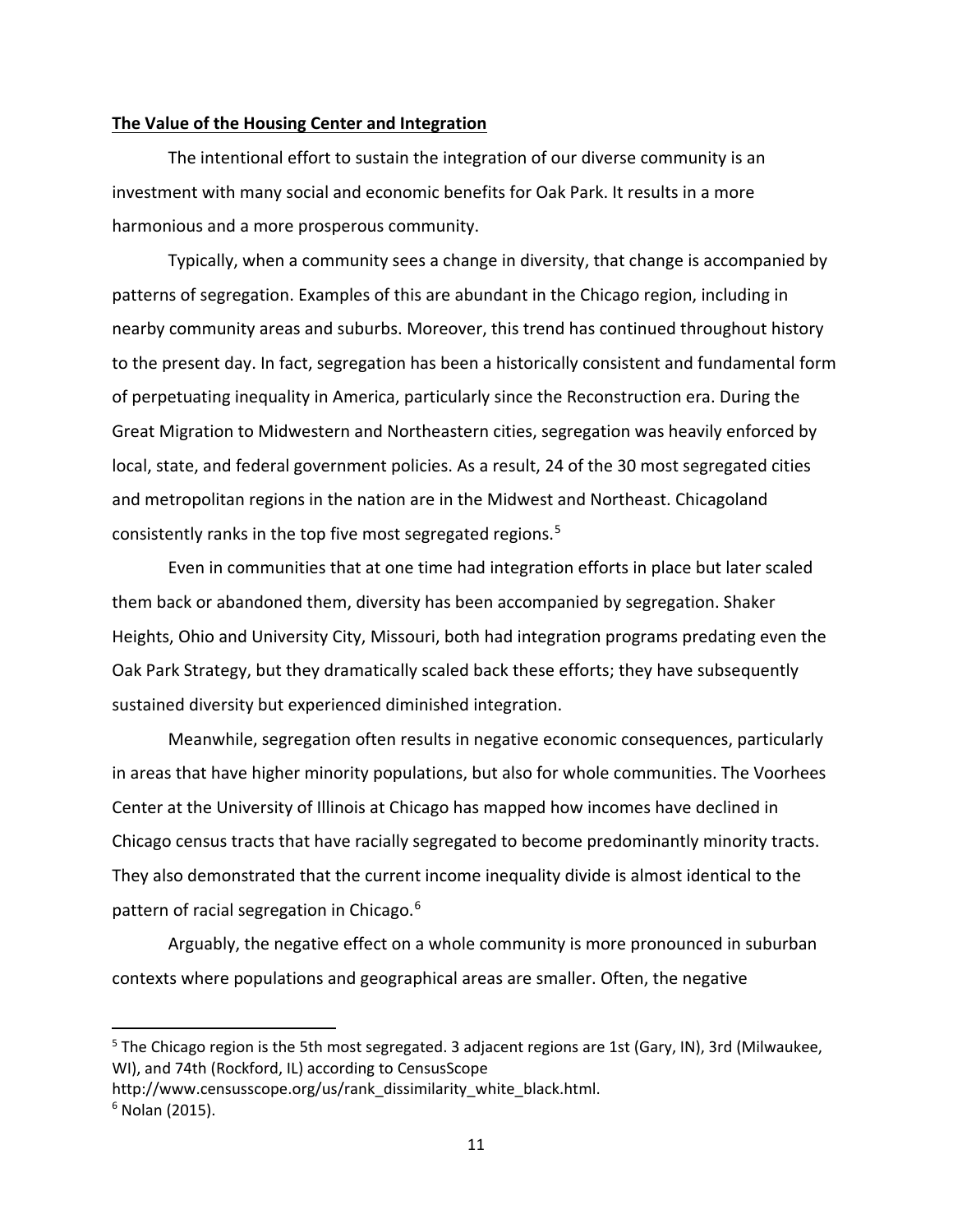**The Value of the Housing Center and Integration**

The intentional effort to sustain the integration of our diverse community is an investment with many social and economic benefits for Oak Park. It results in a more harmonious and a more prosperous community.

Typically, when a community sees a change in diversity, that change is accompanied by patterns of segregation. Examples of this are abundant in the Chicago region, including in nearby community areas and suburbs. Moreover, this trend has continued throughout history to the present day. In fact, segregation has been a historically consistent and fundamental form of perpetuating inequality in America, particularly since the Reconstruction era. During the Great Migration to Midwestern and Northeastern cities, segregation was heavily enforced by local, state, and federal government policies. As a result, 24 of the 30 most segregated cities and metropolitan regions in the nation are in the Midwest and Northeast. Chicagoland consistently ranks in the top five most segregated regions.[5]

Even in communities that at one time had integration efforts in place but later scaled them back or abandoned them, diversity has been accompanied by segregation. Shaker Heights, Ohio and University City, Missouri, both had integration programs predating even the Oak Park Strategy, but they dramatically scaled back these efforts; they have subsequently sustained diversity but experienced diminished integration.

Meanwhile, segregation often results in negative economic consequences, particularly in areas that have higher minority populations, but also for whole communities. The Voorhees Center at the University of Illinois at Chicago has mapped how incomes have declined in Chicago census tracts that have racially segregated to become predominantly minority tracts. They also demonstrated that the current income inequality divide is almost identical to the pattern of racial segregation in Chicago.[6]

Arguably, the negative effect on a whole community is more pronounced in suburban contexts where populations and geographical areas are smaller. Often, the negative

---

[5] The Chicago region is the 5th most segregated. 3 adjacent regions are 1st (Gary, IN), 3rd (Milwaukee, WI), and 74th (Rockford, IL) according to CensusScope http://www.censusscope.org/us/rank_dissimilarity_white_black.html.

[6] Nolan (2015).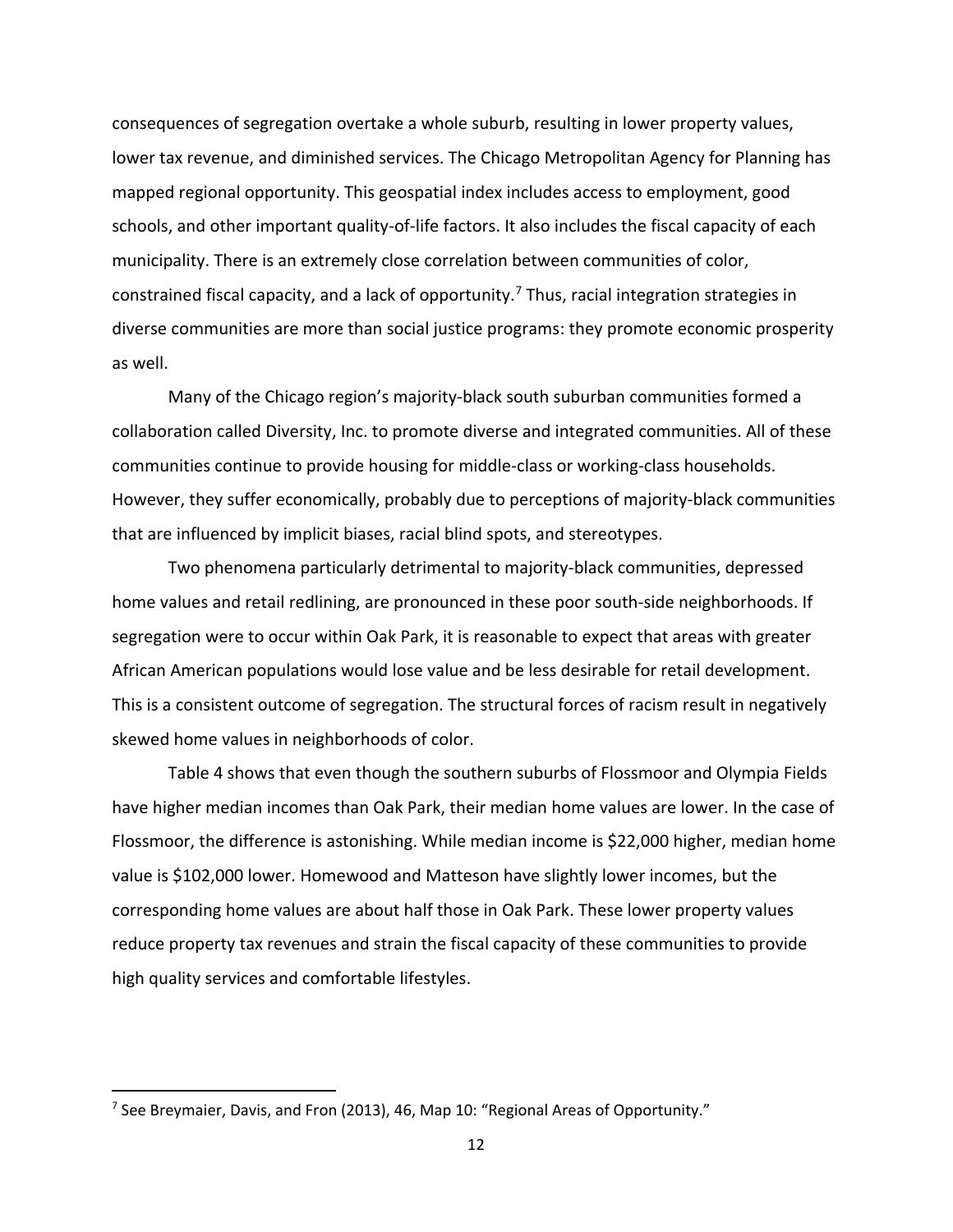consequences of segregation overtake a whole suburb, resulting in lower property values, lower tax revenue, and diminished services. The Chicago Metropolitan Agency for Planning has mapped regional opportunity. This geospatial index includes access to employment, good schools, and other important quality-of-life factors. It also includes the fiscal capacity of each municipality. There is an extremely close correlation between communities of color, constrained fiscal capacity, and a lack of opportunity.[7] Thus, racial integration strategies in diverse communities are more than social justice programs: they promote economic prosperity as well.

Many of the Chicago region's majority-black south suburban communities formed a collaboration called Diversity, Inc. to promote diverse and integrated communities. All of these communities continue to provide housing for middle-class or working-class households. However, they suffer economically, probably due to perceptions of majority-black communities that are influenced by implicit biases, racial blind spots, and stereotypes.

Two phenomena particularly detrimental to majority-black communities, depressed home values and retail redlining, are pronounced in these poor south-side neighborhoods. If segregation were to occur within Oak Park, it is reasonable to expect that areas with greater African American populations would lose value and be less desirable for retail development. This is a consistent outcome of segregation. The structural forces of racism result in negatively skewed home values in neighborhoods of color.

Table 4 shows that even though the southern suburbs of Flossmoor and Olympia Fields have higher median incomes than Oak Park, their median home values are lower. In the case of Flossmoor, the difference is astonishing. While median income is $22,000 higher, median home value is $102,000 lower. Homewood and Matteson have slightly lower incomes, but the corresponding home values are about half those in Oak Park. These lower property values reduce property tax revenues and strain the fiscal capacity of these communities to provide high quality services and comfortable lifestyles.

[7] See Breymaier, Davis, and Fron (2013), 46, Map 10: "Regional Areas of Opportunity."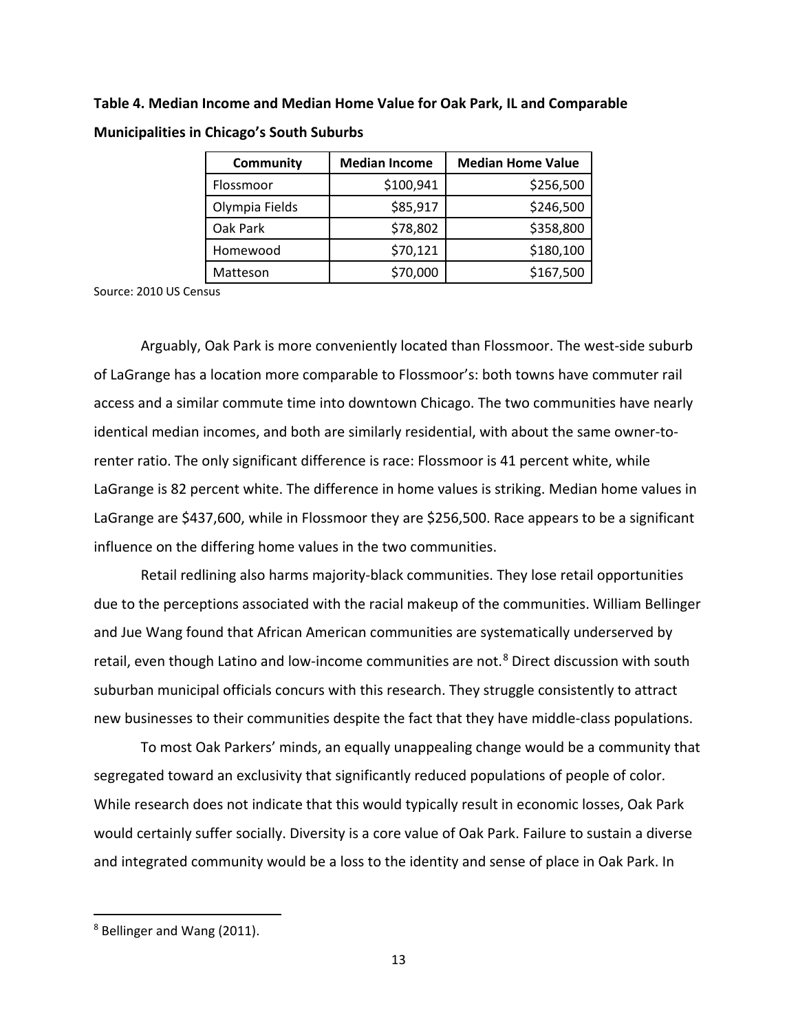**Table 4. Median Income and Median Home Value for Oak Park, IL and Comparable Municipalities in Chicago's South Suburbs**

| Community | Median Income | Median Home Value |
|---|---:|---:|
| Flossmoor | $100,941 | $256,500 |
| Olympia Fields | $85,917 | $246,500 |
| Oak Park | $78,802 | $358,800 |
| Homewood | $70,121 | $180,100 |
| Matteson | $70,000 | $167,500 |

Source: 2010 US Census

Arguably, Oak Park is more conveniently located than Flossmoor. The west-side suburb of LaGrange has a location more comparable to Flossmoor's: both towns have commuter rail access and a similar commute time into downtown Chicago. The two communities have nearly identical median incomes, and both are similarly residential, with about the same owner-to-renter ratio. The only significant difference is race: Flossmoor is 41 percent white, while LaGrange is 82 percent white. The difference in home values is striking. Median home values in LaGrange are $437,600, while in Flossmoor they are $256,500. Race appears to be a significant influence on the differing home values in the two communities.

Retail redlining also harms majority-black communities. They lose retail opportunities due to the perceptions associated with the racial makeup of the communities. William Bellinger and Jue Wang found that African American communities are systematically underserved by retail, even though Latino and low-income communities are not.[8] Direct discussion with south suburban municipal officials concurs with this research. They struggle consistently to attract new businesses to their communities despite the fact that they have middle-class populations.

To most Oak Parkers' minds, an equally unappealing change would be a community that segregated toward an exclusivity that significantly reduced populations of people of color. While research does not indicate that this would typically result in economic losses, Oak Park would certainly suffer socially. Diversity is a core value of Oak Park. Failure to sustain a diverse and integrated community would be a loss to the identity and sense of place in Oak Park. In

[8] Bellinger and Wang (2011).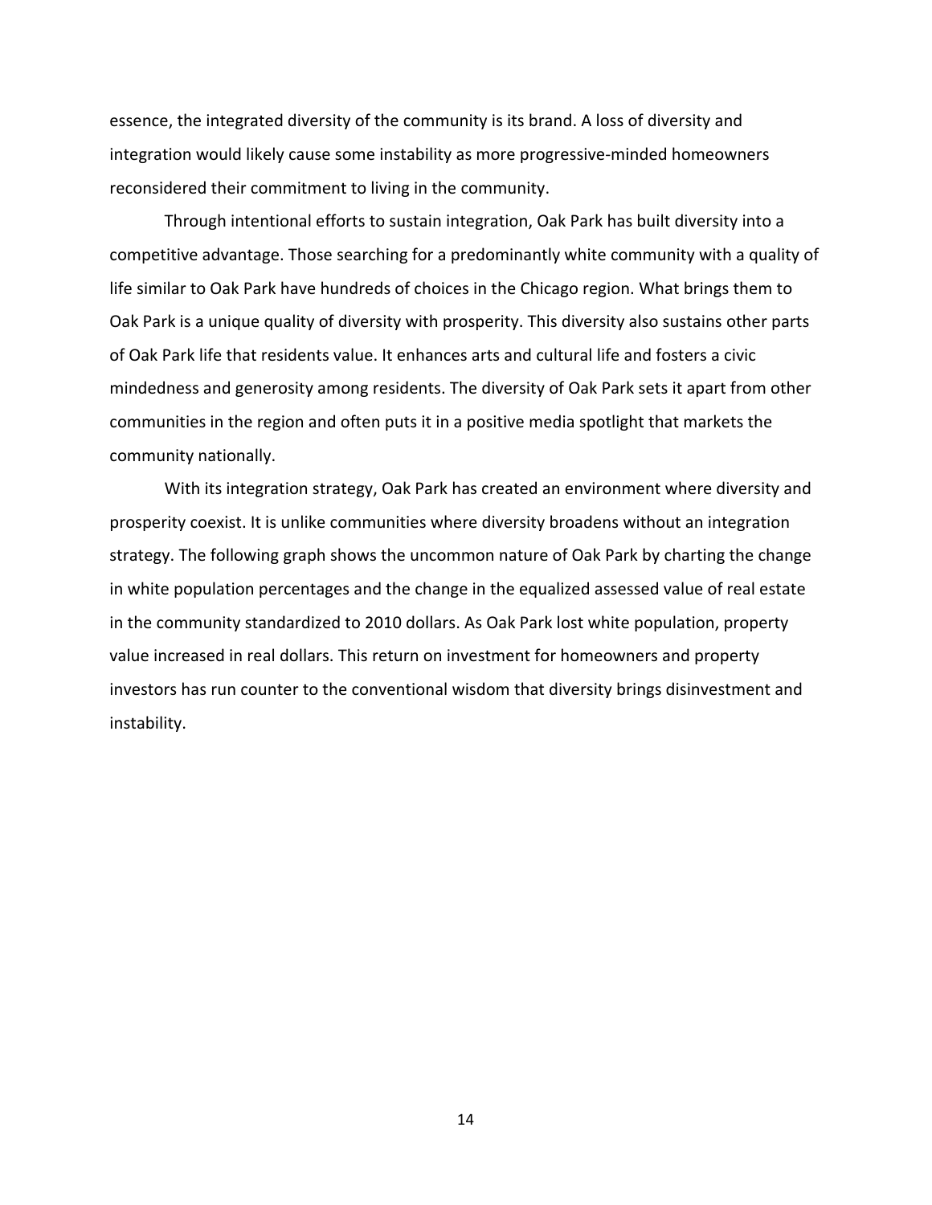essence, the integrated diversity of the community is its brand. A loss of diversity and integration would likely cause some instability as more progressive-minded homeowners reconsidered their commitment to living in the community.

Through intentional efforts to sustain integration, Oak Park has built diversity into a competitive advantage. Those searching for a predominantly white community with a quality of life similar to Oak Park have hundreds of choices in the Chicago region. What brings them to Oak Park is a unique quality of diversity with prosperity. This diversity also sustains other parts of Oak Park life that residents value. It enhances arts and cultural life and fosters a civic mindedness and generosity among residents. The diversity of Oak Park sets it apart from other communities in the region and often puts it in a positive media spotlight that markets the community nationally.

With its integration strategy, Oak Park has created an environment where diversity and prosperity coexist. It is unlike communities where diversity broadens without an integration strategy. The following graph shows the uncommon nature of Oak Park by charting the change in white population percentages and the change in the equalized assessed value of real estate in the community standardized to 2010 dollars. As Oak Park lost white population, property value increased in real dollars. This return on investment for homeowners and property investors has run counter to the conventional wisdom that diversity brings disinvestment and instability.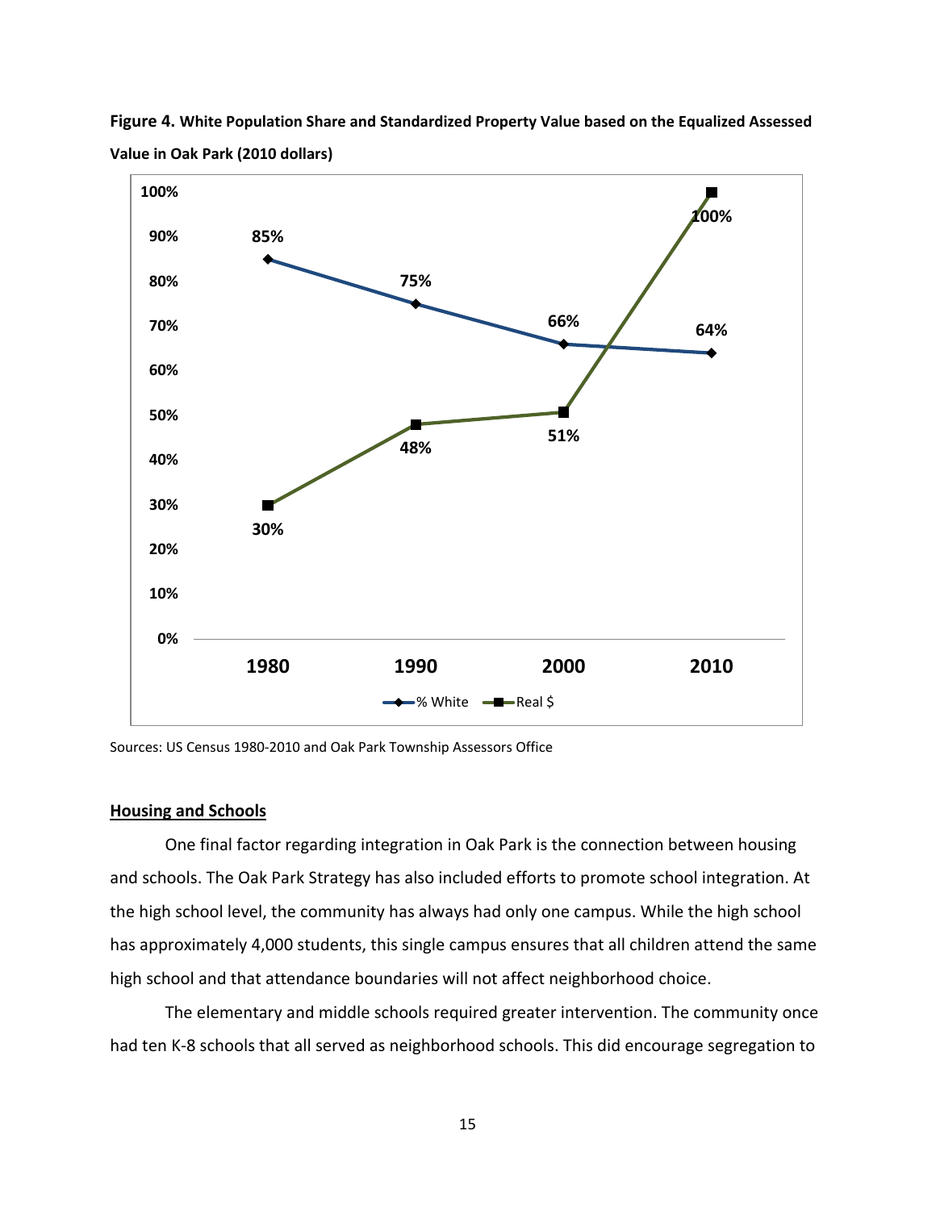**Figure 4. White Population Share and Standardized Property Value based on the Equalized Assessed Value in Oak Park (2010 dollars)**

| Year | % White | Real $ |
|---|---|---|
| 1980 | 85% | 30% |
| 1990 | 75% | 48% |
| 2000 | 66% | 51% |
| 2010 | 64% | 100% |

Sources: US Census 1980-2010 and Oak Park Township Assessors Office

**Housing and Schools**

One final factor regarding integration in Oak Park is the connection between housing and schools. The Oak Park Strategy has also included efforts to promote school integration. At the high school level, the community has always had only one campus. While the high school has approximately 4,000 students, this single campus ensures that all children attend the same high school and that attendance boundaries will not affect neighborhood choice.

The elementary and middle schools required greater intervention. The community once had ten K-8 schools that all served as neighborhood schools. This did encourage segregation to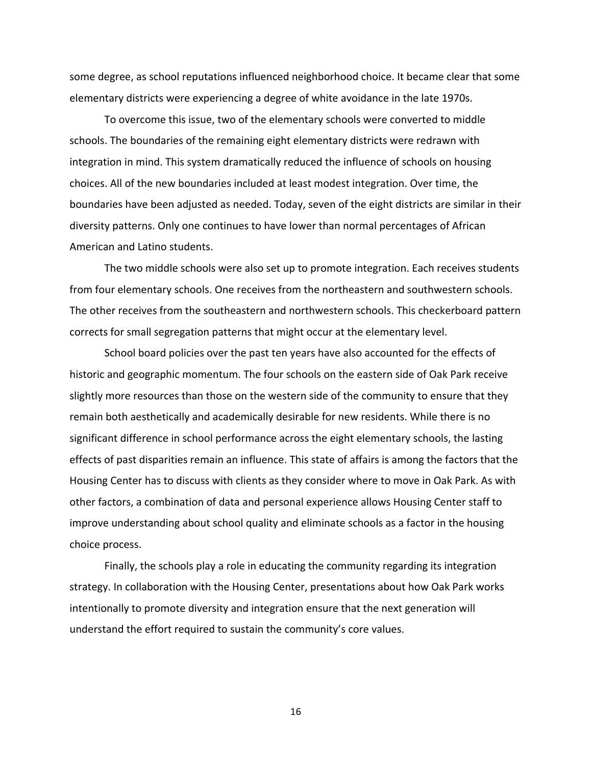some degree, as school reputations influenced neighborhood choice. It became clear that some elementary districts were experiencing a degree of white avoidance in the late 1970s.

To overcome this issue, two of the elementary schools were converted to middle schools. The boundaries of the remaining eight elementary districts were redrawn with integration in mind. This system dramatically reduced the influence of schools on housing choices. All of the new boundaries included at least modest integration. Over time, the boundaries have been adjusted as needed. Today, seven of the eight districts are similar in their diversity patterns. Only one continues to have lower than normal percentages of African American and Latino students.

The two middle schools were also set up to promote integration. Each receives students from four elementary schools. One receives from the northeastern and southwestern schools. The other receives from the southeastern and northwestern schools. This checkerboard pattern corrects for small segregation patterns that might occur at the elementary level.

School board policies over the past ten years have also accounted for the effects of historic and geographic momentum. The four schools on the eastern side of Oak Park receive slightly more resources than those on the western side of the community to ensure that they remain both aesthetically and academically desirable for new residents. While there is no significant difference in school performance across the eight elementary schools, the lasting effects of past disparities remain an influence. This state of affairs is among the factors that the Housing Center has to discuss with clients as they consider where to move in Oak Park. As with other factors, a combination of data and personal experience allows Housing Center staff to improve understanding about school quality and eliminate schools as a factor in the housing choice process.

Finally, the schools play a role in educating the community regarding its integration strategy. In collaboration with the Housing Center, presentations about how Oak Park works intentionally to promote diversity and integration ensure that the next generation will understand the effort required to sustain the community's core values.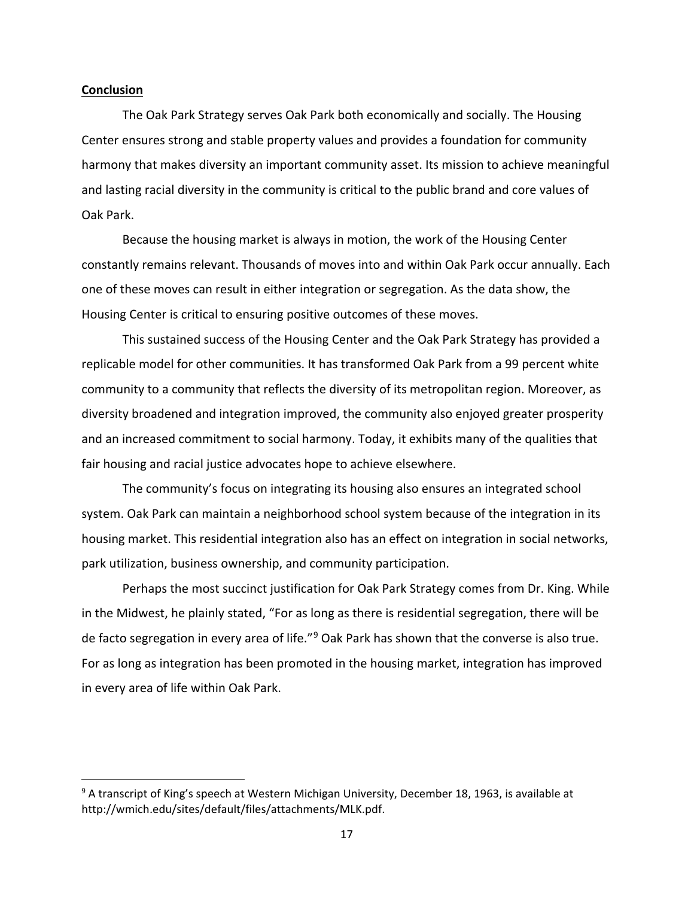**Conclusion**

The Oak Park Strategy serves Oak Park both economically and socially. The Housing Center ensures strong and stable property values and provides a foundation for community harmony that makes diversity an important community asset. Its mission to achieve meaningful and lasting racial diversity in the community is critical to the public brand and core values of Oak Park.

Because the housing market is always in motion, the work of the Housing Center constantly remains relevant. Thousands of moves into and within Oak Park occur annually. Each one of these moves can result in either integration or segregation. As the data show, the Housing Center is critical to ensuring positive outcomes of these moves.

This sustained success of the Housing Center and the Oak Park Strategy has provided a replicable model for other communities. It has transformed Oak Park from a 99 percent white community to a community that reflects the diversity of its metropolitan region. Moreover, as diversity broadened and integration improved, the community also enjoyed greater prosperity and an increased commitment to social harmony. Today, it exhibits many of the qualities that fair housing and racial justice advocates hope to achieve elsewhere.

The community's focus on integrating its housing also ensures an integrated school system. Oak Park can maintain a neighborhood school system because of the integration in its housing market. This residential integration also has an effect on integration in social networks, park utilization, business ownership, and community participation.

Perhaps the most succinct justification for Oak Park Strategy comes from Dr. King. While in the Midwest, he plainly stated, "For as long as there is residential segregation, there will be de facto segregation in every area of life."[9] Oak Park has shown that the converse is also true. For as long as integration has been promoted in the housing market, integration has improved in every area of life within Oak Park.

---

[9] A transcript of King's speech at Western Michigan University, December 18, 1963, is available at http://wmich.edu/sites/default/files/attachments/MLK.pdf.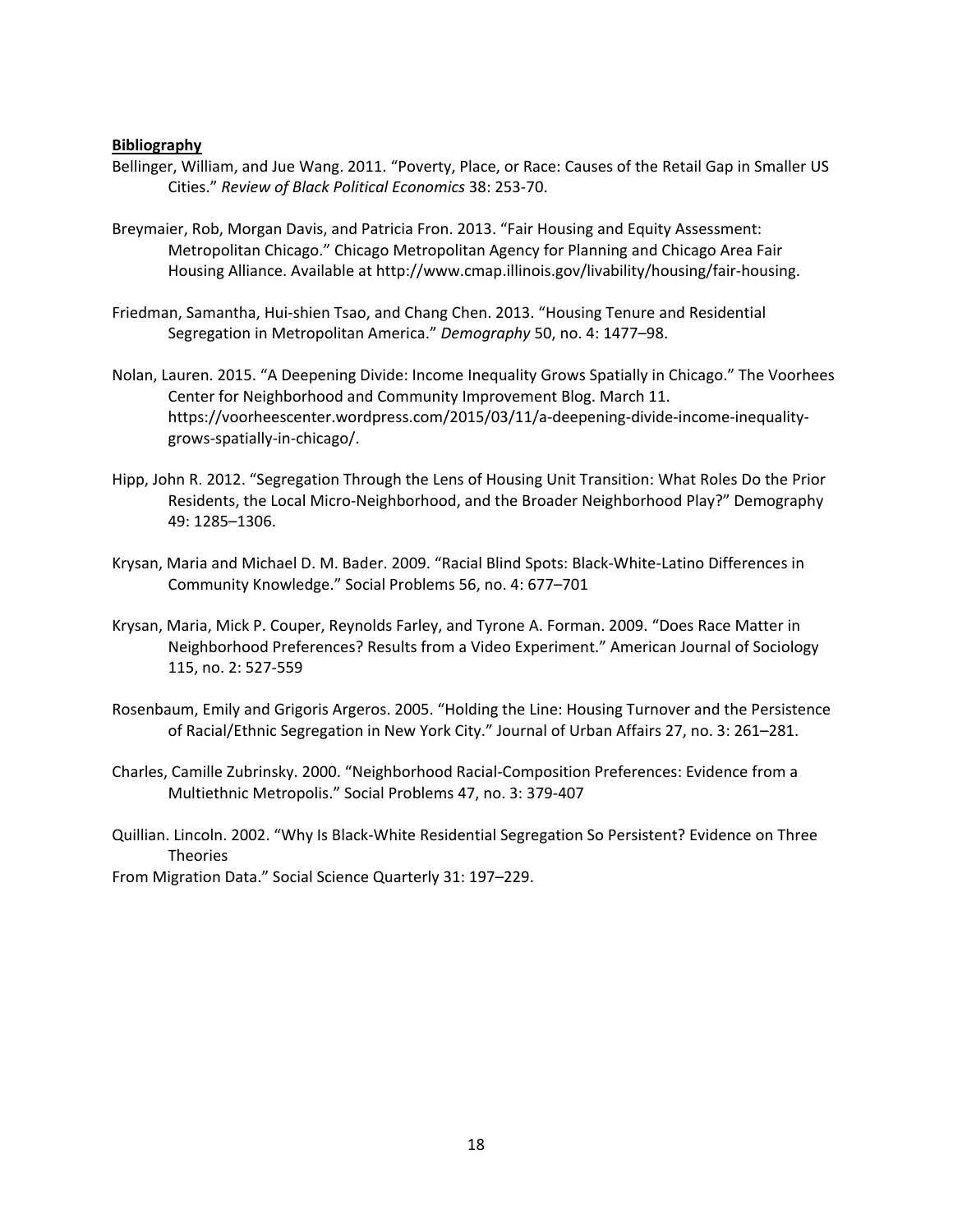**Bibliography**

Bellinger, William, and Jue Wang. 2011. "Poverty, Place, or Race: Causes of the Retail Gap in Smaller US Cities." *Review of Black Political Economics* 38: 253-70.

Breymaier, Rob, Morgan Davis, and Patricia Fron. 2013. "Fair Housing and Equity Assessment: Metropolitan Chicago." Chicago Metropolitan Agency for Planning and Chicago Area Fair Housing Alliance. Available at http://www.cmap.illinois.gov/livability/housing/fair-housing.

Friedman, Samantha, Hui-shien Tsao, and Chang Chen. 2013. "Housing Tenure and Residential Segregation in Metropolitan America." *Demography* 50, no. 4: 1477–98.

Nolan, Lauren. 2015. "A Deepening Divide: Income Inequality Grows Spatially in Chicago." The Voorhees Center for Neighborhood and Community Improvement Blog. March 11. https://voorheescenter.wordpress.com/2015/03/11/a-deepening-divide-income-inequality-grows-spatially-in-chicago/.

Hipp, John R. 2012. "Segregation Through the Lens of Housing Unit Transition: What Roles Do the Prior Residents, the Local Micro-Neighborhood, and the Broader Neighborhood Play?" Demography 49: 1285–1306.

Krysan, Maria and Michael D. M. Bader. 2009. "Racial Blind Spots: Black-White-Latino Differences in Community Knowledge." Social Problems 56, no. 4: 677–701

Krysan, Maria, Mick P. Couper, Reynolds Farley, and Tyrone A. Forman. 2009. "Does Race Matter in Neighborhood Preferences? Results from a Video Experiment." American Journal of Sociology 115, no. 2: 527-559

Rosenbaum, Emily and Grigoris Argeros. 2005. "Holding the Line: Housing Turnover and the Persistence of Racial/Ethnic Segregation in New York City." Journal of Urban Affairs 27, no. 3: 261–281.

Charles, Camille Zubrinsky. 2000. "Neighborhood Racial-Composition Preferences: Evidence from a Multiethnic Metropolis." Social Problems 47, no. 3: 379-407

Quillian. Lincoln. 2002. "Why Is Black-White Residential Segregation So Persistent? Evidence on Three Theories
From Migration Data." Social Science Quarterly 31: 197–229.